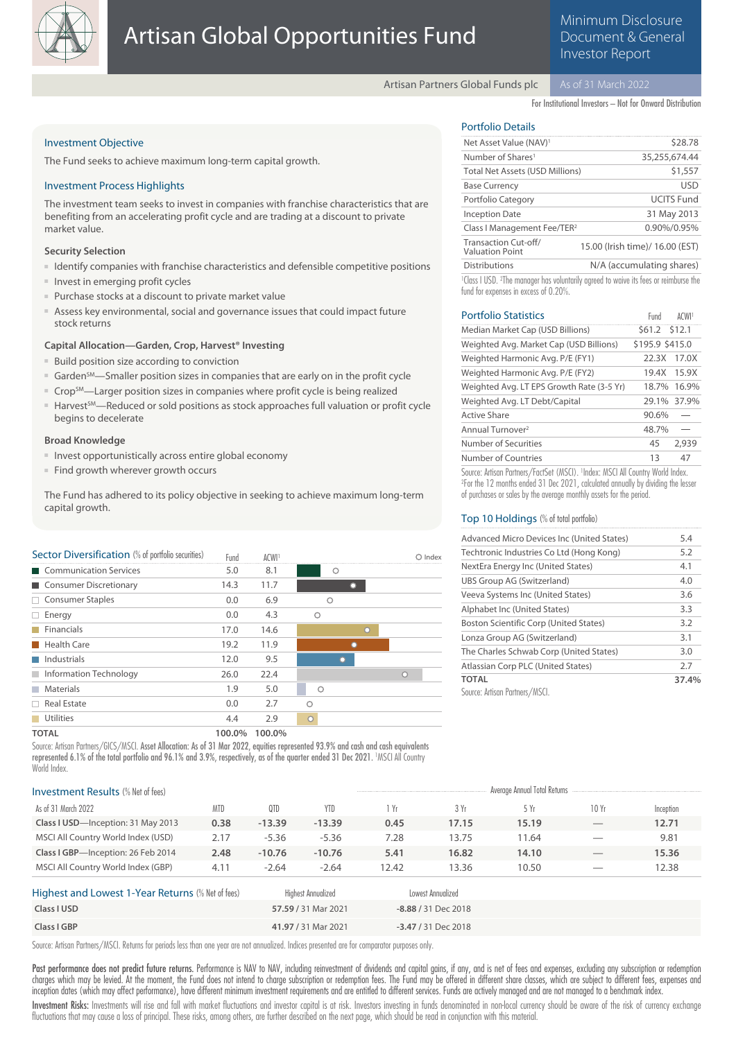# Artisan Global Opportunities Fund

Minimum Disclosure Document & General Investor Report

Artisan Partners Global Funds plc — As of 31 March 2022

For Institutional Investors – Not for Onward Distribution

## Investment Objective

The Fund seeks to achieve maximum long-term capital growth.

## Investment Process Highlights

The investment team seeks to invest in companies with franchise characteristics that are benefiting from an accelerating profit cycle and are trading at a discount to private market value.

### Security Selection

- Identify companies with franchise characteristics and defensible competitive positions
- Invest in emerging profit cycles
- Purchase stocks at a discount to private market value
- Assess key environmental, social and governance issues that could impact future stock returns

### Capital Allocation—Garden, Crop, Harvest® Investing

- Build position size according to conviction
- Garden℠—Smaller position sizes in companies that are early on in the profit cycle
- Crop℠—Larger position sizes in companies where profit cycle is being realized
- Harvest℠—Reduced or sold positions as stock approaches full valuation or profit cycle begins to decelerate

### Broad Knowledge

- Invest opportunistically across entire global economy
- Find growth wherever growth occurs

The Fund has adhered to its policy objective in seeking to achieve maximum long-term capital growth.

## Portfolio Details

| | |
|---|---|
| Net Asset Value (NAV)[1] | $28.78 |
| Number of Shares[1] | 35,255,674.44 |
| Total Net Assets (USD Millions) | $1,557 |
| Base Currency | USD |
| Portfolio Category | UCITS Fund |
| Inception Date | 31 May 2013 |
| Class I Management Fee/TER[2] | 0.90%/0.95% |
| Transaction Cut-off/ Valuation Point | 15.00 (Irish time)/ 16.00 (EST) |
| Distributions | N/A (accumulating shares) |

[1]Class I USD. [2]The manager has voluntarily agreed to waive its fees or reimburse the fund for expenses in excess of 0.20%.

## Portfolio Statistics

| | Fund | ACWI[1] |
|---|---|---|
| Median Market Cap (USD Billions) | $61.2 | $12.1 |
| Weighted Avg. Market Cap (USD Billions) | $195.9 | $415.0 |
| Weighted Harmonic Avg. P/E (FY1) | 22.3X | 17.0X |
| Weighted Harmonic Avg. P/E (FY2) | 19.4X | 15.9X |
| Weighted Avg. LT EPS Growth Rate (3-5 Yr) | 18.7% | 16.9% |
| Weighted Avg. LT Debt/Capital | 29.1% | 37.9% |
| Active Share | 90.6% | — |
| Annual Turnover[2] | 48.7% | — |
| Number of Securities | 45 | 2,939 |
| Number of Countries | 13 | 47 |

Source: Artisan Partners/FactSet (MSCI). [1]Index: MSCI All Country World Index. [2]For the 12 months ended 31 Dec 2021, calculated annually by dividing the lesser of purchases or sales by the average monthly assets for the period.

## Top 10 Holdings (% of total portfolio)

| | |
|---|---|
| Advanced Micro Devices Inc (United States) | 5.4 |
| Techtronic Industries Co Ltd (Hong Kong) | 5.2 |
| NextEra Energy Inc (United States) | 4.1 |
| UBS Group AG (Switzerland) | 4.0 |
| Veeva Systems Inc (United States) | 3.6 |
| Alphabet Inc (United States) | 3.3 |
| Boston Scientific Corp (United States) | 3.2 |
| Lonza Group AG (Switzerland) | 3.1 |
| The Charles Schwab Corp (United States) | 3.0 |
| Atlassian Corp PLC (United States) | 2.7 |
| **TOTAL** | **37.4%** |

Source: Artisan Partners/MSCI.

## Sector Diversification (% of portfolio securities)

| | Fund | ACWI[1] |
|---|---|---|
| Communication Services | 5.0 | 8.1 |
| Consumer Discretionary | 14.3 | 11.7 |
| Consumer Staples | 0.0 | 6.9 |
| Energy | 0.0 | 4.3 |
| Financials | 17.0 | 14.6 |
| Health Care | 19.2 | 11.9 |
| Industrials | 12.0 | 9.5 |
| Information Technology | 26.0 | 22.4 |
| Materials | 1.9 | 5.0 |
| Real Estate | 0.0 | 2.7 |
| Utilities | 4.4 | 2.9 |
| **TOTAL** | **100.0%** | **100.0%** |

Source: Artisan Partners/GICS/MSCI. **Asset Allocation:** As of 31 Mar 2022, equities represented 93.9% and cash and cash equivalents represented 6.1% of the total portfolio and 96.1% and 3.9%, respectively, as of the quarter ended 31 Dec 2021. [1]MSCI All Country World Index.

## Investment Results (% Net of fees)

| As of 31 March 2022 | MTD | QTD | YTD | 1 Yr | 3 Yr | 5 Yr | 10 Yr | Inception |
|---|---|---|---|---|---|---|---|---|
| | | | | Average Annual Total Returns | | | | |
| **Class I USD**—Inception: 31 May 2013 | **0.38** | **-13.39** | **-13.39** | **0.45** | **17.15** | **15.19** | — | **12.71** |
| MSCI All Country World Index (USD) | 2.17 | -5.36 | -5.36 | 7.28 | 13.75 | 11.64 | — | 9.81 |
| **Class I GBP**—Inception: 26 Feb 2014 | **2.48** | **-10.76** | **-10.76** | **5.41** | **16.82** | **14.10** | — | **15.36** |
| MSCI All Country World Index (GBP) | 4.11 | -2.64 | -2.64 | 12.42 | 13.36 | 10.50 | — | 12.38 |

## Highest and Lowest 1-Year Returns (% Net of fees)

| | Highest Annualized | Lowest Annualized |
|---|---|---|
| **Class I USD** | **57.59** / 31 Mar 2021 | **-8.88** / 31 Dec 2018 |
| **Class I GBP** | **41.97** / 31 Mar 2021 | **-3.47** / 31 Dec 2018 |

Source: Artisan Partners/MSCI. Returns for periods less than one year are not annualized. Indices presented are for comparator purposes only.

**Past performance does not predict future returns.** Performance is NAV to NAV, including reinvestment of dividends and capital gains, if any, and is net of fees and expenses, excluding any subscription or redemption charges which may be levied. At the moment, the Fund does not intend to charge subscription or redemption fees. The Fund may be offered in different share classes, which are subject to different fees, expenses and inception dates (which may affect performance), have different minimum investment requirements and are entitled to different services. Funds are actively managed and are not managed to a benchmark index.

**Investment Risks:** Investments will rise and fall with market fluctuations and investor capital is at risk. Investors investing in funds denominated in non-local currency should be aware of the risk of currency exchange fluctuations that may cause a loss of principal. These risks, among others, are further described on the next page, which should be read in conjunction with this material.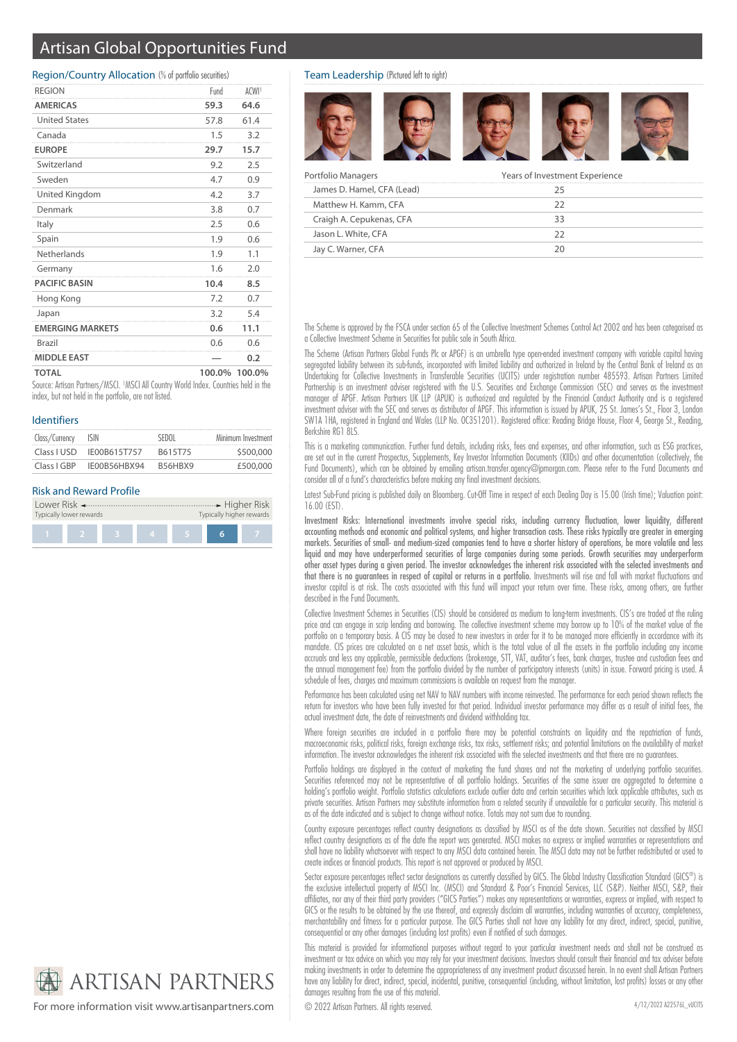# Artisan Global Opportunities Fund

## Region/Country Allocation (% of portfolio securities)

| REGION | Fund | ACWI[1] |
|---|---|---|
| **AMERICAS** | **59.3** | **64.6** |
| United States | 57.8 | 61.4 |
| Canada | 1.5 | 3.2 |
| **EUROPE** | **29.7** | **15.7** |
| Switzerland | 9.2 | 2.5 |
| Sweden | 4.7 | 0.9 |
| United Kingdom | 4.2 | 3.7 |
| Denmark | 3.8 | 0.7 |
| Italy | 2.5 | 0.6 |
| Spain | 1.9 | 0.6 |
| Netherlands | 1.9 | 1.1 |
| Germany | 1.6 | 2.0 |
| **PACIFIC BASIN** | **10.4** | **8.5** |
| Hong Kong | 7.2 | 0.7 |
| Japan | 3.2 | 5.4 |
| **EMERGING MARKETS** | **0.6** | **11.1** |
| Brazil | 0.6 | 0.6 |
| **MIDDLE EAST** | **—** | **0.2** |
| **TOTAL** | **100.0%** | **100.0%** |

Source: Artisan Partners/MSCI. [1]MSCI All Country World Index. Countries held in the index, but not held in the portfolio, are not listed.

## Identifiers

| Class/Currency | ISIN | SEDOL | Minimum Investment |
|---|---|---|---|
| Class I USD | IE00B615T757 | B615T75 | $500,000 |
| Class I GBP | IE00B56HBX94 | B56HBX9 | £500,000 |

## Risk and Reward Profile

Lower Risk ← → Higher Risk

Typically lower rewards — Typically higher rewards

| 1 | 2 | 3 | 4 | 5 | **6** | 7 |
|---|---|---|---|---|---|---|

## Team Leadership (Pictured left to right)

| Portfolio Managers | Years of Investment Experience |
|---|---|
| James D. Hamel, CFA (Lead) | 25 |
| Matthew H. Kamm, CFA | 22 |
| Craigh A. Cepukenas, CFA | 33 |
| Jason L. White, CFA | 22 |
| Jay C. Warner, CFA | 20 |

The Scheme is approved by the FSCA under section 65 of the Collective Investment Schemes Control Act 2002 and has been categorised as a Collective Investment Scheme in Securities for public sale in South Africa.

The Scheme (Artisan Partners Global Funds Plc or APGF) is an umbrella type open-ended investment company with variable capital having segregated liability between its sub-funds, incorporated with limited liability and authorized in Ireland by the Central Bank of Ireland as an Undertaking for Collective Investments in Transferable Securities (UCITS) under registration number 485593. Artisan Partners Limited Partnership is an investment adviser registered with the U.S. Securities and Exchange Commission (SEC) and serves as the investment manager of APGF. Artisan Partners UK LLP (APUK) is authorized and regulated by the Financial Conduct Authority and is a registered investment adviser with the SEC and serves as distributor of APGF. This information is issued by APUK, 25 St. James's St., Floor 3, London SW1A 1HA, registered in England and Wales (LLP No. OC351201). Registered office: Reading Bridge House, Floor 4, George St., Reading, Berkshire RG1 8LS.

This is a marketing communication. Further fund details, including risks, fees and expenses, and other information, such as ESG practices, are set out in the current Prospectus, Supplements, Key Investor Information Documents (KIIDs) and other documentation (collectively, the Fund Documents), which can be obtained by emailing artisan.transfer.agency@jpmorgan.com. Please refer to the Fund Documents and consider all of a fund's characteristics before making any final investment decisions.

Latest Sub-Fund pricing is published daily on Bloomberg. Cut-Off Time in respect of each Dealing Day is 15.00 (Irish time); Valuation point: 16.00 (EST).

**Investment Risks: International investments involve special risks, including currency fluctuation, lower liquidity, different accounting methods and economic and political systems, and higher transaction costs. These risks typically are greater in emerging markets. Securities of small- and medium-sized companies tend to have a shorter history of operations, be more volatile and less liquid and may have underperformed securities of large companies during some periods. Growth securities may underperform other asset types during a given period. The investor acknowledges the inherent risk associated with the selected investments and that there is no guarantees in respect of capital or returns in a portfolio.** Investments will rise and fall with market fluctuations and investor capital is at risk. The costs associated with this fund will impact your return over time. These risks, among others, are further described in the Fund Documents.

Collective Investment Schemes in Securities (CIS) should be considered as medium to long-term investments. CIS's are traded at the ruling price and can engage in scrip lending and borrowing. The collective investment scheme may borrow up to 10% of the market value of the portfolio on a temporary basis. A CIS may be closed to new investors in order for it to be managed more efficiently in accordance with its mandate. CIS prices are calculated on a net asset basis, which is the total value of all the assets in the portfolio including any income accruals and less any applicable, permissible deductions (brokerage, STT, VAT, auditor's fees, bank charges, trustee and custodian fees and the annual management fee) from the portfolio divided by the number of participatory interests (units) in issue. Forward pricing is used. A schedule of fees, charges and maximum commissions is available on request from the manager.

Performance has been calculated using net NAV to NAV numbers with income reinvested. The performance for each period shown reflects the return for investors who have been fully invested for that period. Individual investor performance may differ as a result of initial fees, the actual investment date, the date of reinvestments and dividend withholding tax.

Where foreign securities are included in a portfolio there may be potential constraints on liquidity and the repatriation of funds, macroeconomic risks, political risks, foreign exchange risks, tax risks, settlement risks; and potential limitations on the availability of market information. The investor acknowledges the inherent risk associated with the selected investments and that there are no guarantees.

Portfolio holdings are displayed in the context of marketing the fund shares and not the marketing of underlying portfolio securities. Securities referenced may not be representative of all portfolio holdings. Securities of the same issuer are aggregated to determine a holding's portfolio weight. Portfolio statistics calculations exclude outlier data and certain securities which lack applicable attributes, such as private securities. Artisan Partners may substitute information from a related security if unavailable for a particular security. This material is as of the date indicated and is subject to change without notice. Totals may not sum due to rounding.

Country exposure percentages reflect country designations as classified by MSCI as of the date shown. Securities not classified by MSCI reflect country designations as of the date the report was generated. MSCI makes no express or implied warranties or representations and shall have no liability whatsoever with respect to any MSCI data contained herein. The MSCI data may not be further redistributed or used to create indices or financial products. This report is not approved or produced by MSCI.

Sector exposure percentages reflect sector designations as currently classified by GICS. The Global Industry Classification Standard (GICS®) is the exclusive intellectual property of MSCI Inc. (MSCI) and Standard & Poor's Financial Services, LLC (S&P). Neither MSCI, S&P, their affiliates, nor any of their third party providers ("GICS Parties") makes any representations or warranties, express or implied, with respect to GICS or the results to be obtained by the use thereof, and expressly disclaim all warranties, including warranties of accuracy, completeness, merchantability and fitness for a particular purpose. The GICS Parties shall not have any liability for any direct, indirect, special, punitive, consequential or any other damages (including lost profits) even if notified of such damages.

This material is provided for informational purposes without regard to your particular investment needs and shall not be construed as investment or tax advice on which you may rely for your investment decisions. Investors should consult their financial and tax adviser before making investments in order to determine the appropriateness of any investment product discussed herein. In no event shall Artisan Partners have any liability for direct, indirect, special, incidental, punitive, consequential (including, without limitation, lost profits) losses or any other damages resulting from the use of this material.

© 2022 Artisan Partners. All rights reserved.

4/12/2022 A22574L_vUCITS

ARTISAN PARTNERS

For more information visit www.artisanpartners.com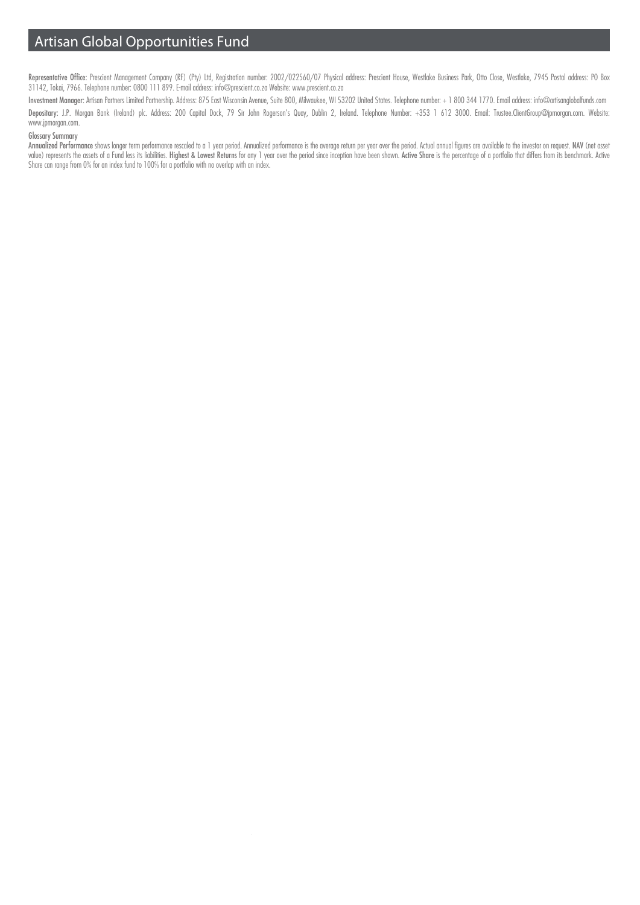# Artisan Global Opportunities Fund

**Representative Office:** Prescient Management Company (RF) (Pty) Ltd, Registration number: 2002/022560/07 Physical address: Prescient House, Westlake Business Park, Otto Close, Westlake, 7945 Postal address: PO Box 31142, Tokai, 7966. Telephone number: 0800 111 899. E-mail address: info@prescient.co.za Website: www.prescient.co.za

**Investment Manager:** Artisan Partners Limited Partnership. Address: 875 East Wisconsin Avenue, Suite 800, Milwaukee, WI 53202 United States. Telephone number: + 1 800 344 1770. Email address: info@artisanglobalfunds.com

**Depositary:** J.P. Morgan Bank (Ireland) plc. Address: 200 Capital Dock, 79 Sir John Rogerson's Quay, Dublin 2, Ireland. Telephone Number: +353 1 612 3000. Email: Trustee.ClientGroup@jpmorgan.com. Website: www.jpmorgan.com.

Glossary Summary

**Annualized Performance** shows longer term performance rescaled to a 1 year period. Annualized performance is the average return per year over the period. Actual annual figures are available to the investor on request. **NAV** (net asset value) represents the assets of a Fund less its liabilities. **Highest & Lowest Returns** for any 1 year over the period since inception have been shown. **Active Share** is the percentage of a portfolio that differs from its benchmark. Active Share can range from 0% for an index fund to 100% for a portfolio with no overlap with an index.